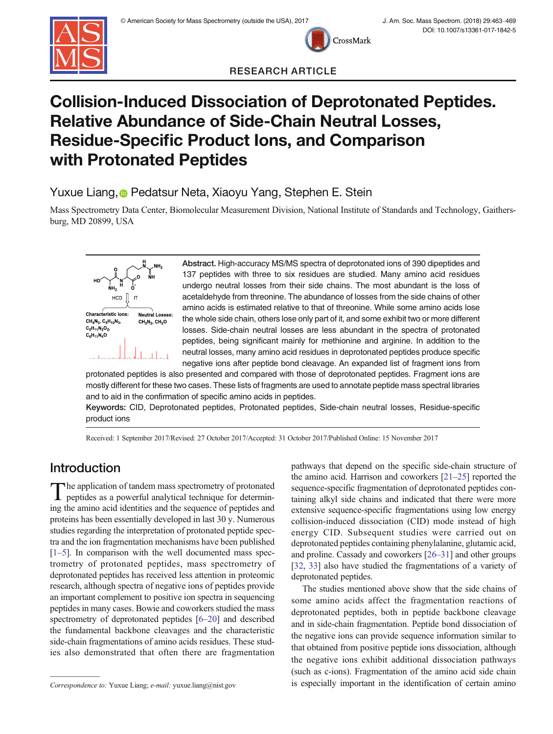RESEARCH ARTICLE

# Collision-Induced Dissociation of Deprotonated Peptides. Relative Abundance of Side-Chain Neutral Losses, Residue-Specific Product Ions, and Comparison with Protonated Peptides

Yuxue Liang, Pedatsur Neta, Xiaoyu Yang, Stephen E. Stein

Mass Spectrometry Data Center, Biomolecular Measurement Division, National Institute of Standards and Technology, Gaithersburg, MD 20899, USA

**Abstract.** High-accuracy MS/MS spectra of deprotonated ions of 390 dipeptides and 137 peptides with three to six residues are studied. Many amino acid residues undergo neutral losses from their side chains. The most abundant is the loss of acetaldehyde from threonine. The abundance of losses from the side chains of other amino acids is estimated relative to that of threonine. While some amino acids lose the whole side chain, others lose only part of it, and some exhibit two or more different losses. Side-chain neutral losses are less abundant in the spectra of protonated peptides, being significant mainly for methionine and arginine. In addition to the neutral losses, many amino acid residues in deprotonated peptides produce specific negative ions after peptide bond cleavage. An expanded list of fragment ions from protonated peptides is also presented and compared with those of deprotonated peptides. Fragment ions are mostly different for these two cases. These lists of fragments are used to annotate peptide mass spectral libraries and to aid in the confirmation of specific amino acids in peptides.

**Keywords:** CID, Deprotonated peptides, Protonated peptides, Side-chain neutral losses, Residue-specific product ions

Received: 1 September 2017/Revised: 27 October 2017/Accepted: 31 October 2017/Published Online: 15 November 2017

## Introduction

The application of tandem mass spectrometry of protonated peptides as a powerful analytical technique for determining the amino acid identities and the sequence of peptides and proteins has been essentially developed in last 30 y. Numerous studies regarding the interpretation of protonated peptide spectra and the ion fragmentation mechanisms have been published [1–5]. In comparison with the well documented mass spectrometry of protonated peptides, mass spectrometry of deprotonated peptides has received less attention in proteomic research, although spectra of negative ions of peptides provide an important complement to positive ion spectra in sequencing peptides in many cases. Bowie and coworkers studied the mass spectrometry of deprotonated peptides [6–20] and described the fundamental backbone cleavages and the characteristic side-chain fragmentations of amino acids residues. These studies also demonstrated that often there are fragmentation pathways that depend on the specific side-chain structure of the amino acid. Harrison and coworkers [21–25] reported the sequence-specific fragmentation of deprotonated peptides containing alkyl side chains and indicated that there were more extensive sequence-specific fragmentations using low energy collision-induced dissociation (CID) mode instead of high energy CID. Subsequent studies were carried out on deprotonated peptides containing phenylalanine, glutamic acid, and proline. Cassady and coworkers [26–31] and other groups [32, 33] also have studied the fragmentations of a variety of deprotonated peptides.

The studies mentioned above show that the side chains of some amino acids affect the fragmentation reactions of deprotonated peptides, both in peptide backbone cleavage and in side-chain fragmentation. Peptide bond dissociation of the negative ions can provide sequence information similar to that obtained from positive peptide ions dissociation, although the negative ions exhibit additional dissociation pathways (such as c-ions). Fragmentation of the amino acid side chain is especially important in the identification of certain amino

*Correspondence to:* Yuxue Liang; *e-mail:* yuxue.liang@nist.gov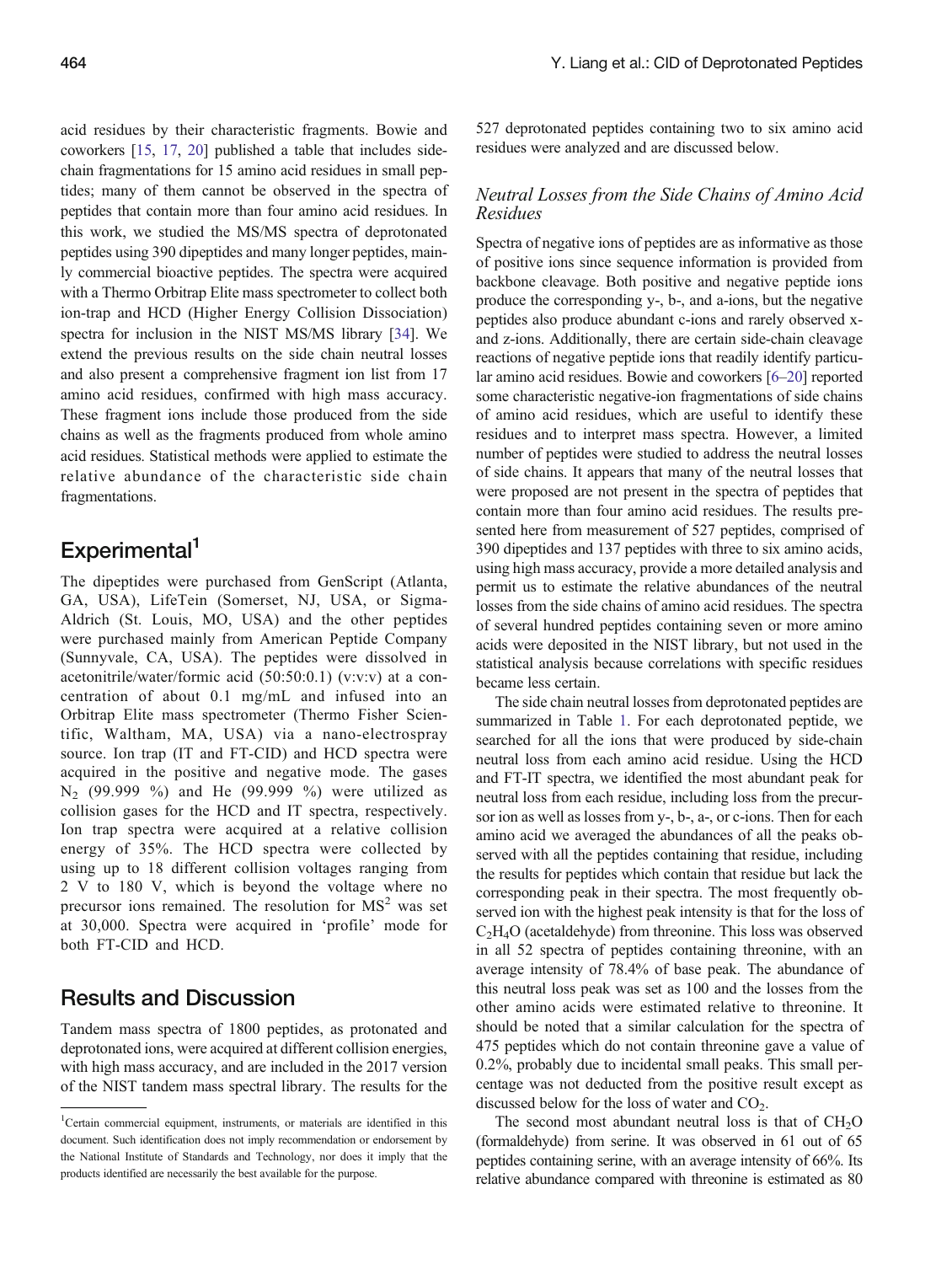acid residues by their characteristic fragments. Bowie and coworkers [15, 17, 20] published a table that includes side-chain fragmentations for 15 amino acid residues in small peptides; many of them cannot be observed in the spectra of peptides that contain more than four amino acid residues. In this work, we studied the MS/MS spectra of deprotonated peptides using 390 dipeptides and many longer peptides, mainly commercial bioactive peptides. The spectra were acquired with a Thermo Orbitrap Elite mass spectrometer to collect both ion-trap and HCD (Higher Energy Collision Dissociation) spectra for inclusion in the NIST MS/MS library [34]. We extend the previous results on the side chain neutral losses and also present a comprehensive fragment ion list from 17 amino acid residues, confirmed with high mass accuracy. These fragment ions include those produced from the side chains as well as the fragments produced from whole amino acid residues. Statistical methods were applied to estimate the relative abundance of the characteristic side chain fragmentations.

## Experimental[1]

The dipeptides were purchased from GenScript (Atlanta, GA, USA), LifeTein (Somerset, NJ, USA, or Sigma-Aldrich (St. Louis, MO, USA) and the other peptides were purchased mainly from American Peptide Company (Sunnyvale, CA, USA). The peptides were dissolved in acetonitrile/water/formic acid (50:50:0.1) (v:v:v) at a concentration of about 0.1 mg/mL and infused into an Orbitrap Elite mass spectrometer (Thermo Fisher Scientific, Waltham, MA, USA) via a nano-electrospray source. Ion trap (IT and FT-CID) and HCD spectra were acquired in the positive and negative mode. The gases $N_2$ (99.999 %) and He (99.999 %) were utilized as collision gases for the HCD and IT spectra, respectively. Ion trap spectra were acquired at a relative collision energy of 35%. The HCD spectra were collected by using up to 18 different collision voltages ranging from 2 V to 180 V, which is beyond the voltage where no precursor ions remained. The resolution for $MS^2$ was set at 30,000. Spectra were acquired in 'profile' mode for both FT-CID and HCD.

## Results and Discussion

Tandem mass spectra of 1800 peptides, as protonated and deprotonated ions, were acquired at different collision energies, with high mass accuracy, and are included in the 2017 version of the NIST tandem mass spectral library. The results for the 527 deprotonated peptides containing two to six amino acid residues were analyzed and are discussed below.

### *Neutral Losses from the Side Chains of Amino Acid Residues*

Spectra of negative ions of peptides are as informative as those of positive ions since sequence information is provided from backbone cleavage. Both positive and negative peptide ions produce the corresponding y-, b-, and a-ions, but the negative peptides also produce abundant c-ions and rarely observed x- and z-ions. Additionally, there are certain side-chain cleavage reactions of negative peptide ions that readily identify particular amino acid residues. Bowie and coworkers [6–20] reported some characteristic negative-ion fragmentations of side chains of amino acid residues, which are useful to identify these residues and to interpret mass spectra. However, a limited number of peptides were studied to address the neutral losses of side chains. It appears that many of the neutral losses that were proposed are not present in the spectra of peptides that contain more than four amino acid residues. The results presented here from measurement of 527 peptides, comprised of 390 dipeptides and 137 peptides with three to six amino acids, using high mass accuracy, provide a more detailed analysis and permit us to estimate the relative abundances of the neutral losses from the side chains of amino acid residues. The spectra of several hundred peptides containing seven or more amino acids were deposited in the NIST library, but not used in the statistical analysis because correlations with specific residues became less certain.

The side chain neutral losses from deprotonated peptides are summarized in Table 1. For each deprotonated peptide, we searched for all the ions that were produced by side-chain neutral loss from each amino acid residue. Using the HCD and FT-IT spectra, we identified the most abundant peak for neutral loss from each residue, including loss from the precursor ion as well as losses from y-, b-, a-, or c-ions. Then for each amino acid we averaged the abundances of all the peaks observed with all the peptides containing that residue, including the results for peptides which contain that residue but lack the corresponding peak in their spectra. The most frequently observed ion with the highest peak intensity is that for the loss of $C_2H_4O$ (acetaldehyde) from threonine. This loss was observed in all 52 spectra of peptides containing threonine, with an average intensity of 78.4% of base peak. The abundance of this neutral loss peak was set as 100 and the losses from the other amino acids were estimated relative to threonine. It should be noted that a similar calculation for the spectra of 475 peptides which do not contain threonine gave a value of 0.2%, probably due to incidental small peaks. This small percentage was not deducted from the positive result except as discussed below for the loss of water and $CO_2$.

The second most abundant neutral loss is that of $CH_2O$ (formaldehyde) from serine. It was observed in 61 out of 65 peptides containing serine, with an average intensity of 66%. Its relative abundance compared with threonine is estimated as 80

[1]Certain commercial equipment, instruments, or materials are identified in this document. Such identification does not imply recommendation or endorsement by the National Institute of Standards and Technology, nor does it imply that the products identified are necessarily the best available for the purpose.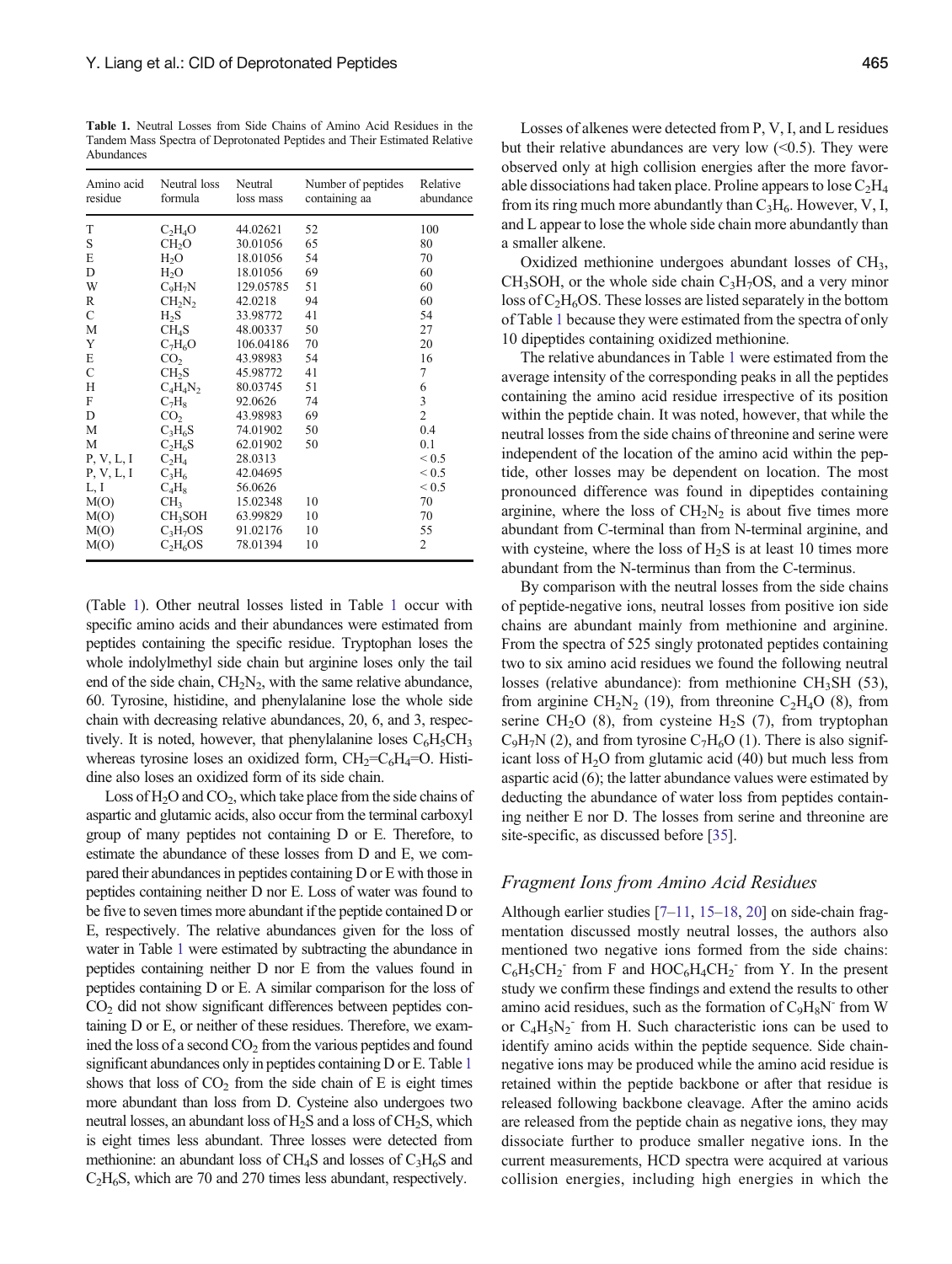**Table 1.** Neutral Losses from Side Chains of Amino Acid Residues in the Tandem Mass Spectra of Deprotonated Peptides and Their Estimated Relative Abundances

| Amino acid residue | Neutral loss formula | Neutral loss mass | Number of peptides containing aa | Relative abundance |
|---|---|---|---|---|
| T | $C_2H_4O$ | 44.02621 | 52 | 100 |
| S | $CH_2O$ | 30.01056 | 65 | 80 |
| E | $H_2O$ | 18.01056 | 54 | 70 |
| D | $H_2O$ | 18.01056 | 69 | 60 |
| W | $C_9H_7N$ | 129.05785 | 51 | 60 |
| R | $CH_2N_2$ | 42.0218 | 94 | 60 |
| C | $H_2S$ | 33.98772 | 41 | 54 |
| M | $CH_4S$ | 48.00337 | 50 | 27 |
| Y | $C_7H_6O$ | 106.04186 | 70 | 20 |
| E | $CO_2$ | 43.98983 | 54 | 16 |
| C | $CH_2S$ | 45.98772 | 41 | 7 |
| H | $C_4H_4N_2$ | 80.03745 | 51 | 6 |
| F | $C_7H_8$ | 92.0626 | 74 | 3 |
| D | $CO_2$ | 43.98983 | 69 | 2 |
| M | $C_3H_6S$ | 74.01902 | 50 | 0.4 |
| M | $C_2H_6S$ | 62.01902 | 50 | 0.1 |
| P, V, L, I | $C_2H_4$ | 28.0313 | | < 0.5 |
| P, V, L, I | $C_3H_6$ | 42.04695 | | < 0.5 |
| L, I | $C_4H_8$ | 56.0626 | | < 0.5 |
| M(O) | $CH_3$ | 15.02348 | 10 | 70 |
| M(O) | $CH_3SOH$ | 63.99829 | 10 | 70 |
| M(O) | $C_3H_7OS$ | 91.02176 | 10 | 55 |
| M(O) | $C_2H_6OS$ | 78.01394 | 10 | 2 |

(Table 1). Other neutral losses listed in Table 1 occur with specific amino acids and their abundances were estimated from peptides containing the specific residue. Tryptophan loses the whole indolylmethyl side chain but arginine loses only the tail end of the side chain, $CH_2N_2$, with the same relative abundance, 60. Tyrosine, histidine, and phenylalanine lose the whole side chain with decreasing relative abundances, 20, 6, and 3, respectively. It is noted, however, that phenylalanine loses $C_6H_5CH_3$ whereas tyrosine loses an oxidized form, $CH_2{=}C_6H_4{=}O$. Histidine also loses an oxidized form of its side chain.

Loss of $H_2O$ and $CO_2$, which take place from the side chains of aspartic and glutamic acids, also occur from the terminal carboxyl group of many peptides not containing D or E. Therefore, to estimate the abundance of these losses from D and E, we compared their abundances in peptides containing D or E with those in peptides containing neither D nor E. Loss of water was found to be five to seven times more abundant if the peptide contained D or E, respectively. The relative abundances given for the loss of water in Table 1 were estimated by subtracting the abundance in peptides containing neither D nor E from the values found in peptides containing D or E. A similar comparison for the loss of $CO_2$ did not show significant differences between peptides containing D or E, or neither of these residues. Therefore, we examined the loss of a second $CO_2$ from the various peptides and found significant abundances only in peptides containing D or E. Table 1 shows that loss of $CO_2$ from the side chain of E is eight times more abundant than loss from D. Cysteine also undergoes two neutral losses, an abundant loss of $H_2S$ and a loss of $CH_2S$, which is eight times less abundant. Three losses were detected from methionine: an abundant loss of $CH_4S$ and losses of $C_3H_6S$ and $C_2H_6S$, which are 70 and 270 times less abundant, respectively.

Losses of alkenes were detected from P, V, I, and L residues but their relative abundances are very low (<0.5). They were observed only at high collision energies after the more favorable dissociations had taken place. Proline appears to lose $C_2H_4$ from its ring much more abundantly than $C_3H_6$. However, V, I, and L appear to lose the whole side chain more abundantly than a smaller alkene.

Oxidized methionine undergoes abundant losses of $CH_3$, $CH_3SOH$, or the whole side chain $C_3H_7OS$, and a very minor loss of $C_2H_6OS$. These losses are listed separately in the bottom of Table 1 because they were estimated from the spectra of only 10 dipeptides containing oxidized methionine.

The relative abundances in Table 1 were estimated from the average intensity of the corresponding peaks in all the peptides containing the amino acid residue irrespective of its position within the peptide chain. It was noted, however, that while the neutral losses from the side chains of threonine and serine were independent of the location of the amino acid within the peptide, other losses may be dependent on location. The most pronounced difference was found in dipeptides containing arginine, where the loss of $CH_2N_2$ is about five times more abundant from C-terminal than from N-terminal arginine, and with cysteine, where the loss of $H_2S$ is at least 10 times more abundant from the N-terminus than from the C-terminus.

By comparison with the neutral losses from the side chains of peptide-negative ions, neutral losses from positive ion side chains are abundant mainly from methionine and arginine. From the spectra of 525 singly protonated peptides containing two to six amino acid residues we found the following neutral losses (relative abundance): from methionine $CH_3SH$ (53), from arginine $CH_2N_2$ (19), from threonine $C_2H_4O$ (8), from serine $CH_2O$ (8), from cysteine $H_2S$ (7), from tryptophan $C_9H_7N$ (2), and from tyrosine $C_7H_6O$ (1). There is also significant loss of $H_2O$ from glutamic acid (40) but much less from aspartic acid (6); the latter abundance values were estimated by deducting the abundance of water loss from peptides containing neither E nor D. The losses from serine and threonine are site-specific, as discussed before [35].

## *Fragment Ions from Amino Acid Residues*

Although earlier studies [7–11, 15–18, 20] on side-chain fragmentation discussed mostly neutral losses, the authors also mentioned two negative ions formed from the side chains: $C_6H_5CH_2^-$ from F and $HOC_6H_4CH_2^-$ from Y. In the present study we confirm these findings and extend the results to other amino acid residues, such as the formation of $C_9H_8N^-$ from W or $C_4H_5N_2^-$ from H. Such characteristic ions can be used to identify amino acids within the peptide sequence. Side chain-negative ions may be produced while the amino acid residue is retained within the peptide backbone or after that residue is released following backbone cleavage. After the amino acids are released from the peptide chain as negative ions, they may dissociate further to produce smaller negative ions. In the current measurements, HCD spectra were acquired at various collision energies, including high energies in which the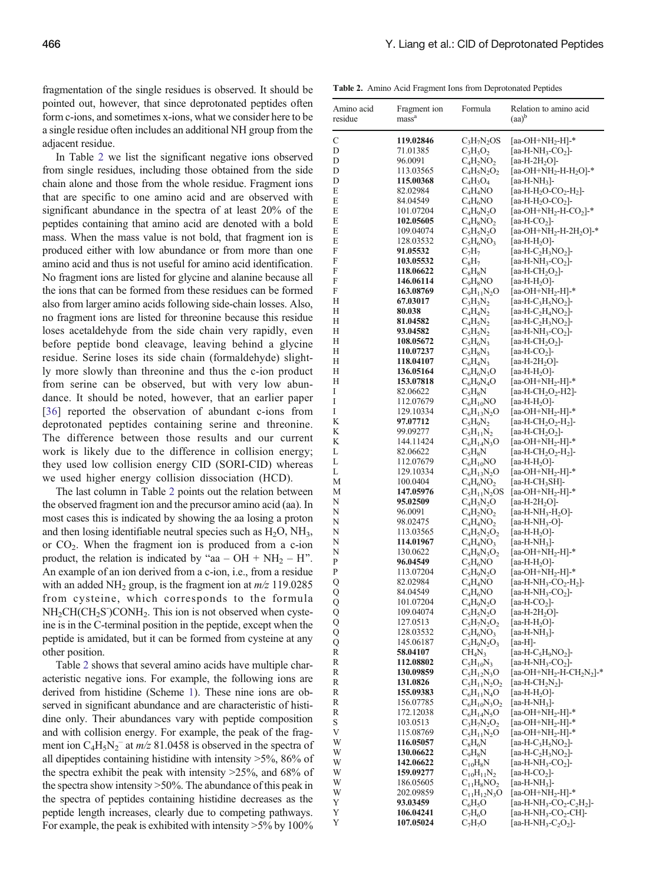fragmentation of the single residues is observed. It should be pointed out, however, that since deprotonated peptides often form c-ions, and sometimes x-ions, what we consider here to be a single residue often includes an additional NH group from the adjacent residue.

In Table 2 we list the significant negative ions observed from single residues, including those obtained from the side chain alone and those from the whole residue. Fragment ions that are specific to one amino acid and are observed with significant abundance in the spectra of at least 20% of the peptides containing that amino acid are denoted with a bold mass. When the mass value is not bold, that fragment ion is produced either with low abundance or from more than one amino acid and thus is not useful for amino acid identification. No fragment ions are listed for glycine and alanine because all the ions that can be formed from these residues can be formed also from larger amino acids following side-chain losses. Also, no fragment ions are listed for threonine because this residue loses acetaldehyde from the side chain very rapidly, even before peptide bond cleavage, leaving behind a glycine residue. Serine loses its side chain (formaldehyde) slightly more slowly than threonine and thus the c-ion product from serine can be observed, but with very low abundance. It should be noted, however, that an earlier paper [36] reported the observation of abundant c-ions from deprotonated peptides containing serine and threonine. The difference between those results and our current work is likely due to the difference in collision energy; they used low collision energy CID (SORI-CID) whereas we used higher energy collision dissociation (HCD).

The last column in Table 2 points out the relation between the observed fragment ion and the precursor amino acid (aa). In most cases this is indicated by showing the aa losing a proton and then losing identifiable neutral species such as $H_2O$, $NH_3$, or $CO_2$. When the fragment ion is produced from a c-ion product, the relation is indicated by "aa – OH + $NH_2$ – H". An example of an ion derived from a c-ion, i.e., from a residue with an added $NH_2$ group, is the fragment ion at *m/z* 119.0285 from cysteine, which corresponds to the formula $NH_2CH(CH_2S^-)CONH_2$. This ion is not observed when cysteine is in the C-terminal position in the peptide, except when the peptide is amidated, but it can be formed from cysteine at any other position.

Table 2 shows that several amino acids have multiple characteristic negative ions. For example, the following ions are derived from histidine (Scheme 1). These nine ions are observed in significant abundance and are characteristic of histidine only. Their abundances vary with peptide composition and with collision energy. For example, the peak of the fragment ion $C_4H_5N_2^-$ at *m/z* 81.0458 is observed in the spectra of all dipeptides containing histidine with intensity >5%, 86% of the spectra exhibit the peak with intensity >25%, and 68% of the spectra show intensity >50%. The abundance of this peak in the spectra of peptides containing histidine decreases as the peptide length increases, clearly due to competing pathways. For example, the peak is exhibited with intensity >5% by 100%

**Table 2.** Amino Acid Fragment Ions from Deprotonated Peptides

| Amino acid residue | Fragment ion mass[a] | Formula | Relation to amino acid (aa)[b] |
|---|---|---|---|
| C | **119.02846** | $C_3H_7N_2OS$ | [aa-OH+NH$_2$-H]-* |
| D | 71.01385 | $C_3H_3O_2$ | [aa-H-NH$_3$-CO$_2$]- |
| D | 96.0091 | $C_4H_2NO_2$ | [aa-H-2H$_2$O]- |
| D | 113.03565 | $C_4H_5N_2O_2$ | [aa-OH+NH$_2$-H-H$_2$O]-* |
| D | **115.00368** | $C_4H_3O_4$ | [aa-H-NH$_3$]- |
| E | 82.02984 | $C_4H_4NO$ | [aa-H-H$_2$O-CO$_2$-H$_2$]- |
| E | 84.04549 | $C_4H_6NO$ | [aa-H-H$_2$O-CO$_2$]- |
| E | 101.07204 | $C_4H_9N_2O$ | [aa-OH+NH$_2$-H-CO$_2$]-* |
| E | **102.05605** | $C_4H_8NO_2$ | [aa-H-CO$_2$]- |
| E | 109.04074 | $C_5H_5N_2O$ | [aa-OH+NH$_2$-H-2H$_2$O]-* |
| E | 128.03532 | $C_5H_6NO_3$ | [aa-H-H$_2$O]- |
| F | **91.05532** | $C_7H_7$ | [aa-H-C$_2$H$_3$NO$_2$]- |
| F | **103.05532** | $C_8H_7$ | [aa-H-NH$_3$-CO$_2$]- |
| F | **118.06622** | $C_8H_8N$ | [aa-H-CH$_2$O$_2$]- |
| F | **146.06114** | $C_9H_8NO$ | [aa-H-H$_2$O]- |
| F | **163.08769** | $C_9H_{11}N_2O$ | [aa-OH+NH$_2$-H]-* |
| H | **67.03017** | $C_3H_3N_2$ | [aa-H-C$_3$H$_5$NO$_2$]- |
| H | **80.038** | $C_4H_4N_2$ | [aa-H-C$_2$H$_4$NO$_2$]- |
| H | **81.04582** | $C_4H_5N_2$ | [aa-H-C$_2$H$_3$NO$_2$]- |
| H | **93.04582** | $C_5H_5N_2$ | [aa-H-NH$_3$-CO$_2$]- |
| H | **108.05672** | $C_5H_6N_3$ | [aa-H-CH$_2$O$_2$]- |
| H | **110.07237** | $C_5H_8N_3$ | [aa-H-CO$_2$]- |
| H | **118.04107** | $C_6H_4N_3$ | [aa-H-2H$_2$O]- |
| H | **136.05164** | $C_6H_6N_3O$ | [aa-H-H$_2$O]- |
| H | **153.07818** | $C_6H_9N_4O$ | [aa-OH+NH$_2$-H]-* |
| I | 82.06622 | $C_5H_8N$ | [aa-H-CH$_2$O$_2$-H2]- |
| I | 112.07679 | $C_6H_{10}NO$ | [aa-H-H$_2$O]- |
| I | 129.10334 | $C_6H_{13}N_2O$ | [aa-OH+NH$_2$-H]-* |
| K | **97.07712** | $C_5H_9N_2$ | [aa-H-CH$_2$O$_2$-H$_2$]- |
| K | 99.09277 | $C_5H_{11}N_2$ | [aa-H-CH$_2$O$_2$]- |
| K | 144.11424 | $C_6H_{14}N_3O$ | [aa-OH+NH$_2$-H]-* |
| L | 82.06622 | $C_5H_8N$ | [aa-H-CH$_2$O$_2$-H$_2$]- |
| L | 112.07679 | $C_6H_{10}NO$ | [aa-H-H$_2$O]- |
| L | 129.10334 | $C_6H_{13}N_2O$ | [aa-OH+NH$_2$-H]-* |
| M | 100.0404 | $C_4H_6NO_2$ | [aa-H-CH$_3$SH]- |
| M | **147.05976** | $C_5H_{11}N_2OS$ | [aa-OH+NH$_2$-H]-* |
| N | **95.02509** | $C_4H_3N_2O$ | [aa-H-2H$_2$O]- |
| N | 96.0091 | $C_4H_2NO_2$ | [aa-H-NH$_3$-H$_2$O]- |
| N | 98.02475 | $C_4H_4NO_2$ | [aa-H-NH$_3$-O]- |
| N | 113.03565 | $C_4H_5N_2O_2$ | [aa-H-H$_2$O]- |
| N | **114.01967** | $C_4H_4NO_3$ | [aa-H-NH$_3$]- |
| N | 130.0622 | $C_4H_8N_3O_2$ | [aa-OH+NH$_2$-H]-* |
| P | **96.04549** | $C_5H_6NO$ | [aa-H-H$_2$O]- |
| P | 113.07204 | $C_5H_9N_2O$ | [aa-OH+NH$_2$-H]-* |
| Q | 82.02984 | $C_4H_4NO$ | [aa-H-NH$_3$-CO$_2$-H$_2$]- |
| Q | 84.04549 | $C_4H_6NO$ | [aa-H-NH$_3$-CO$_2$]- |
| Q | 101.07204 | $C_4H_9N_2O$ | [aa-H-CO$_2$]- |
| Q | 109.04074 | $C_5H_5N_2O$ | [aa-H-2H$_2$O]- |
| Q | 127.0513 | $C_5H_7N_2O_2$ | [aa-H-H$_2$O]- |
| Q | 128.03532 | $C_5H_6NO_3$ | [aa-H-NH$_3$]- |
| Q | 145.06187 | $C_5H_9N_2O_3$ | [aa-H]- |
| R | **58.04107** | $CH_4N_3$ | [aa-H-C$_5$H$_9$NO$_2$]- |
| R | **112.08802** | $C_5H_{10}N_3$ | [aa-H-NH$_3$-CO$_2$]- |
| R | **130.09859** | $C_5H_{12}N_3O$ | [aa-OH+NH$_2$-H-CH$_2$N$_2$]-* |
| R | **131.0826** | $C_5H_{11}N_2O_2$ | [aa-H-CH$_2$N$_2$]- |
| R | **155.09383** | $C_6H_{11}N_4O$ | [aa-H-H$_2$O]- |
| R | 156.07785 | $C_6H_{10}N_3O_2$ | [aa-H-NH$_3$]- |
| R | **172.12038** | $C_6H_{14}N_5O$ | [aa-OH+NH$_2$-H]-* |
| S | 103.0513 | $C_3H_7N_2O_2$ | [aa-OH+NH$_2$-H]-* |
| V | 115.08769 | $C_5H_{11}N_2O$ | [aa-OH+NH$_2$-H]-* |
| W | **116.05057** | $C_8H_6N$ | [aa-H-C$_3$H$_5$NO$_2$]- |
| W | **130.06622** | $C_9H_8N$ | [aa-H-C$_2$H$_3$NO$_2$]- |
| W | **142.06622** | $C_{10}H_8N$ | [aa-H-NH$_3$-CO$_2$]- |
| W | **159.09277** | $C_{10}H_{11}N_2$ | [aa-H-CO$_2$]- |
| W | 186.05605 | $C_{11}H_8NO_2$ | [aa-H-NH$_3$]- |
| W | **202.09859** | $C_{11}H_{12}N_3O$ | [aa-OH+NH$_2$-H]-* |
| Y | **93.03459** | $C_6H_5O$ | [aa-H-NH$_3$-CO$_2$-C$_2$H$_2$]- |
| Y | **106.04241** | $C_7H_6O$ | [aa-H-NH$_3$-CO$_2$-CH]- |
| Y | **107.05024** | $C_7H_7O$ | [aa-H-NH$_3$-C$_2$O$_2$]- |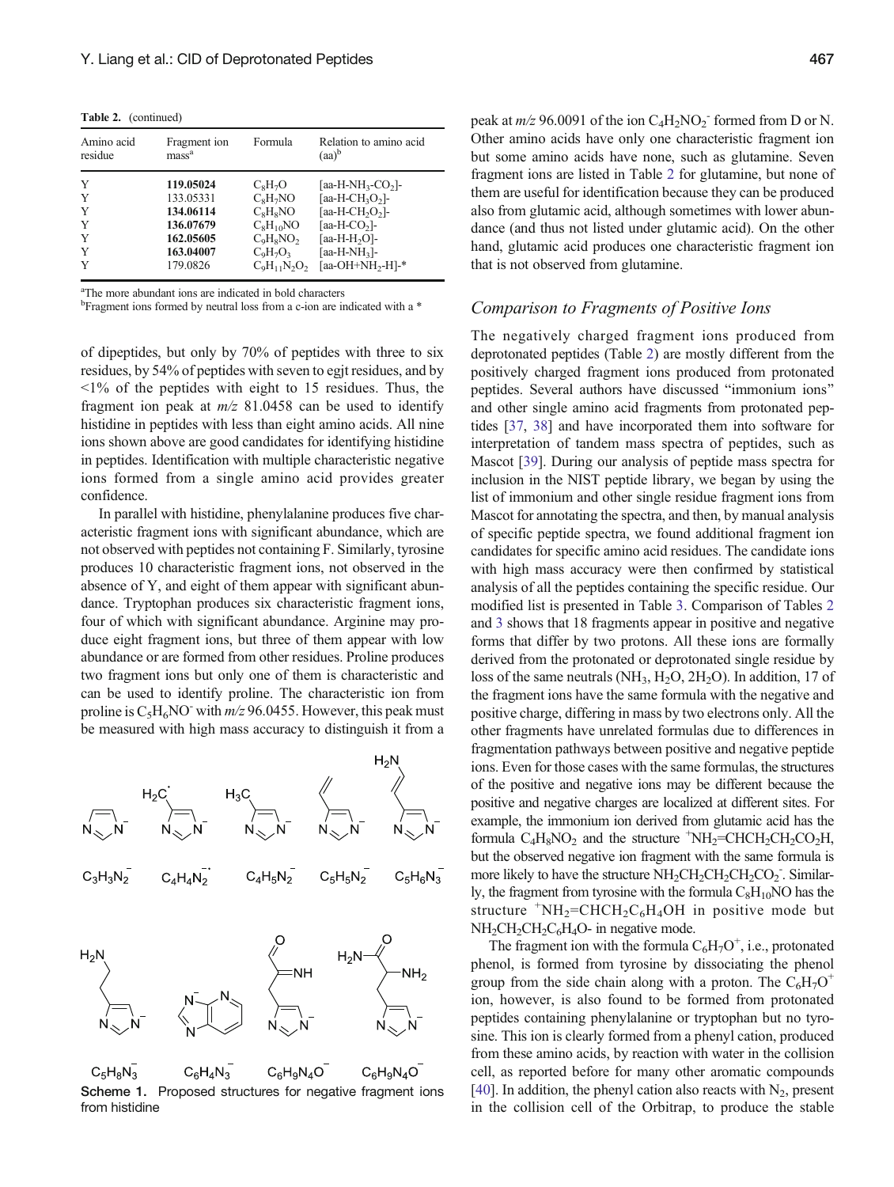**Table 2.** (continued)

| Amino acid residue | Fragment ion mass[a] | Formula | Relation to amino acid (aa)[b] |
|---|---|---|---|
| Y | **119.05024** | $C_8H_7O$ | [aa-H-$NH_3$-$CO_2$]- |
| Y | 133.05331 | $C_8H_7NO$ | [aa-H-$CH_3O_2$]- |
| Y | **134.06114** | $C_8H_8NO$ | [aa-H-$CH_2O_2$]- |
| Y | **136.07679** | $C_8H_{10}NO$ | [aa-H-$CO_2$]- |
| Y | **162.05605** | $C_9H_8NO_2$ | [aa-H-$H_2O$]- |
| Y | **163.04007** | $C_9H_7O_3$ | [aa-H-$NH_3$]- |
| Y | 179.0826 | $C_9H_{11}N_2O_2$ | [aa-OH+$NH_2$-H]-* |

[a]The more abundant ions are indicated in bold characters
[b]Fragment ions formed by neutral loss from a c-ion are indicated with a *

of dipeptides, but only by 70% of peptides with three to six residues, by 54% of peptides with seven to egjt residues, and by <1% of the peptides with eight to 15 residues. Thus, the fragment ion peak at *m/z* 81.0458 can be used to identify histidine in peptides with less than eight amino acids. All nine ions shown above are good candidates for identifying histidine in peptides. Identification with multiple characteristic negative ions formed from a single amino acid provides greater confidence.

In parallel with histidine, phenylalanine produces five characteristic fragment ions with significant abundance, which are not observed with peptides not containing F. Similarly, tyrosine produces 10 characteristic fragment ions, not observed in the absence of Y, and eight of them appear with significant abundance. Tryptophan produces six characteristic fragment ions, four of which with significant abundance. Arginine may produce eight fragment ions, but three of them appear with low abundance or are formed from other residues. Proline produces two fragment ions but only one of them is characteristic and can be used to identify proline. The characteristic ion from proline is $C_5H_6NO^-$ with *m/z* 96.0455. However, this peak must be measured with high mass accuracy to distinguish it from a peak at *m/z* 96.0091 of the ion $C_4H_2NO_2^-$ formed from D or N. Other amino acids have only one characteristic fragment ion but some amino acids have none, such as glutamine. Seven fragment ions are listed in Table 2 for glutamine, but none of them are useful for identification because they can be produced also from glutamic acid, although sometimes with lower abundance (and thus not listed under glutamic acid). On the other hand, glutamic acid produces one characteristic fragment ion that is not observed from glutamine.

$C_3H_3N_2^-$ $C_4H_4N_2^{-\cdot}$ $C_4H_5N_2^-$ $C_5H_5N_2^-$ $C_5H_6N_3^-$

$C_5H_8N_3^-$ $C_6H_4N_3^-$ $C_6H_9N_4O^-$ $C_6H_9N_4O^-$

**Scheme 1.** Proposed structures for negative fragment ions from histidine

## Comparison to Fragments of Positive Ions

The negatively charged fragment ions produced from deprotonated peptides (Table 2) are mostly different from the positively charged fragment ions produced from protonated peptides. Several authors have discussed "immonium ions" and other single amino acid fragments from protonated peptides [37, 38] and have incorporated them into software for interpretation of tandem mass spectra of peptides, such as Mascot [39]. During our analysis of peptide mass spectra for inclusion in the NIST peptide library, we began by using the list of immonium and other single residue fragment ions from Mascot for annotating the spectra, and then, by manual analysis of specific peptide spectra, we found additional fragment ion candidates for specific amino acid residues. The candidate ions with high mass accuracy were then confirmed by statistical analysis of all the peptides containing the specific residue. Our modified list is presented in Table 3. Comparison of Tables 2 and 3 shows that 18 fragments appear in positive and negative forms that differ by two protons. All these ions are formally derived from the protonated or deprotonated single residue by loss of the same neutrals ($NH_3$, $H_2O$, $2H_2O$). In addition, 17 of the fragment ions have the same formula with the negative and positive charge, differing in mass by two electrons only. All the other fragments have unrelated formulas due to differences in fragmentation pathways between positive and negative peptide ions. Even for those cases with the same formulas, the structures of the positive and negative ions may be different because the positive and negative charges are localized at different sites. For example, the immonium ion derived from glutamic acid has the formula $C_4H_8NO_2$ and the structure $^+NH_2$=$CHCH_2CH_2CO_2H$, but the observed negative ion fragment with the same formula is more likely to have the structure $NH_2CH_2CH_2CH_2CO_2^-$. Similarly, the fragment from tyrosine with the formula $C_8H_{10}NO$ has the structure $^+NH_2$=$CHCH_2C_6H_4OH$ in positive mode but $NH_2CH_2CH_2C_6H_4O$- in negative mode.

The fragment ion with the formula $C_6H_7O^+$, i.e., protonated phenol, is formed from tyrosine by dissociating the phenol group from the side chain along with a proton. The $C_6H_7O^+$ ion, however, is also found to be formed from protonated peptides containing phenylalanine or tryptophan but no tyrosine. This ion is clearly formed from a phenyl cation, produced from these amino acids, by reaction with water in the collision cell, as reported before for many other aromatic compounds [40]. In addition, the phenyl cation also reacts with $N_2$, present in the collision cell of the Orbitrap, to produce the stable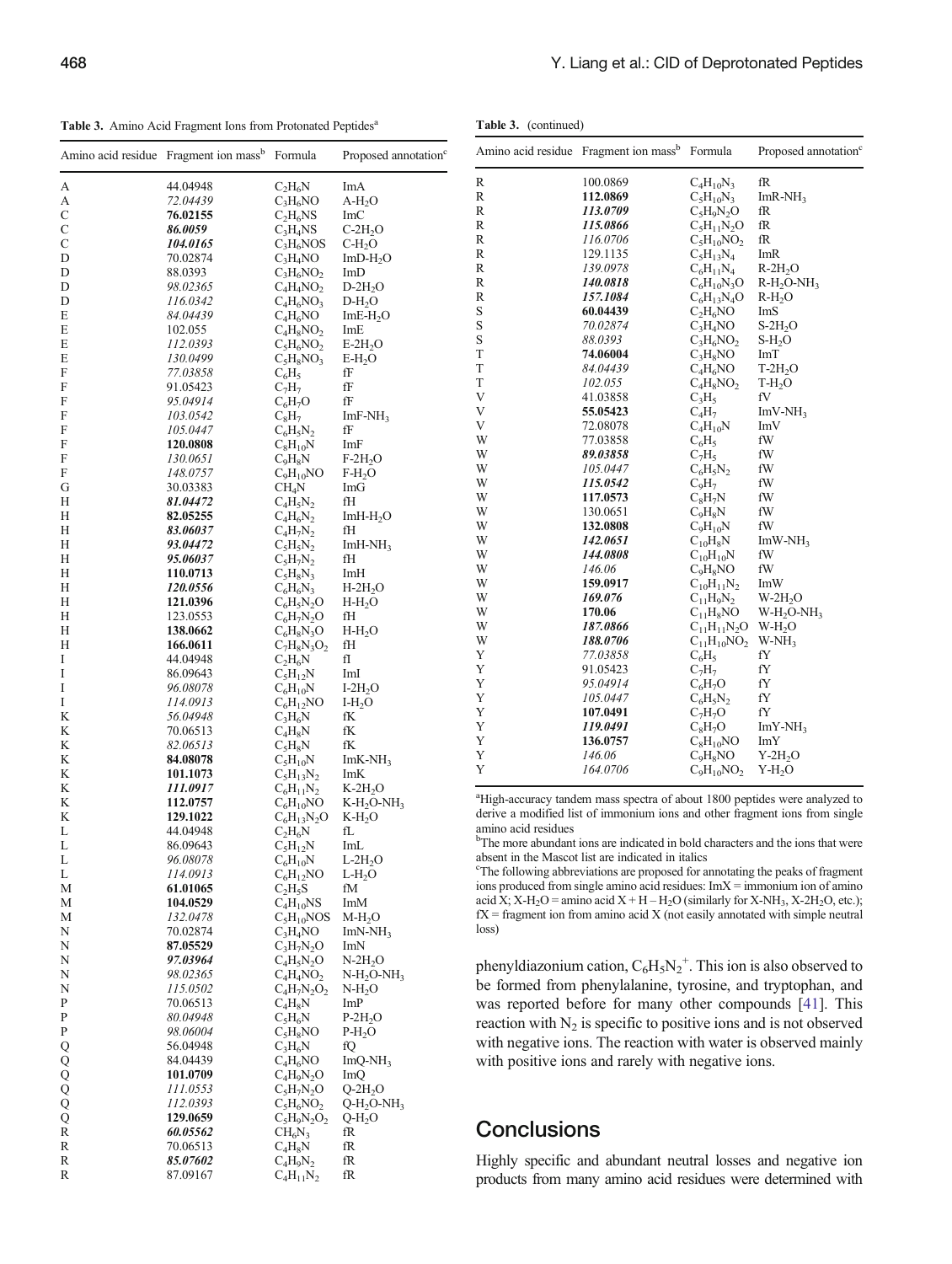**Table 3.** Amino Acid Fragment Ions from Protonated Peptides[a]

| Amino acid residue | Fragment ion mass[b] | Formula | Proposed annotation[c] |
|---|---|---|---|
| A | 44.04948 | $C_2H_6N$ | ImA |
| A | *72.04439* | $C_3H_6NO$ | A-$H_2O$ |
| C | **76.02155** | $C_2H_6NS$ | ImC |
| C | ***86.0059*** | $C_3H_4NS$ | C-2$H_2O$ |
| C | ***104.0165*** | $C_3H_6NOS$ | C-$H_2O$ |
| D | 70.02874 | $C_3H_4NO$ | ImD-$H_2O$ |
| D | 88.0393 | $C_3H_6NO_2$ | ImD |
| D | *98.02365* | $C_4H_4NO_2$ | D-2$H_2O$ |
| D | *116.0342* | $C_4H_6NO_3$ | D-$H_2O$ |
| E | *84.04439* | $C_4H_6NO$ | ImE-$H_2O$ |
| E | 102.055 | $C_4H_8NO_2$ | ImE |
| E | *112.0393* | $C_5H_6NO_2$ | E-2$H_2O$ |
| E | *130.0499* | $C_5H_8NO_3$ | E-$H_2O$ |
| F | *77.03858* | $C_6H_5$ | fF |
| F | 91.05423 | $C_7H_7$ | fF |
| F | *95.04914* | $C_6H_7O$ | fF |
| F | *103.0542* | $C_8H_7$ | ImF-$NH_3$ |
| F | *105.0447* | $C_6H_5N_2$ | fF |
| F | **120.0808** | $C_8H_{10}N$ | ImF |
| F | *130.0651* | $C_9H_8N$ | F-2$H_2O$ |
| F | *148.0757* | $C_9H_{10}NO$ | F-$H_2O$ |
| G | 30.03383 | $CH_4N$ | ImG |
| H | ***81.04472*** | $C_4H_5N_2$ | fH |
| H | **82.05255** | $C_4H_6N_2$ | ImH-$H_2O$ |
| H | ***83.06037*** | $C_4H_7N_2$ | fH |
| H | ***93.04472*** | $C_5H_5N_2$ | ImH-$NH_3$ |
| H | ***95.06037*** | $C_5H_7N_2$ | fH |
| H | **110.0713** | $C_5H_8N_3$ | ImH |
| H | ***120.0556*** | $C_6H_6N_3$ | H-2$H_2O$ |
| H | **121.0396** | $C_6H_5N_2O$ | H-$H_2O$ |
| H | 123.0553 | $C_6H_7N_2O$ | fH |
| H | **138.0662** | $C_6H_8N_3O$ | H-$H_2O$ |
| H | **166.0611** | $C_7H_8N_3O_2$ | fH |
| I | 44.04948 | $C_2H_6N$ | fI |
| I | 86.09643 | $C_5H_{12}N$ | ImI |
| I | *96.08078* | $C_6H_{10}N$ | I-2$H_2O$ |
| I | *114.0913* | $C_6H_{12}NO$ | I-$H_2O$ |
| K | *56.04948* | $C_3H_6N$ | fK |
| K | 70.06513 | $C_4H_8N$ | fK |
| K | *82.06513* | $C_5H_8N$ | fK |
| K | **84.08078** | $C_5H_{10}N$ | ImK-$NH_3$ |
| K | **101.1073** | $C_5H_{13}N_2$ | ImK |
| K | ***111.0917*** | $C_6H_{11}N_2$ | K-2$H_2O$ |
| K | **112.0757** | $C_6H_{10}NO$ | K-$H_2O$-$NH_3$ |
| K | **129.1022** | $C_6H_{13}N_2O$ | K-$H_2O$ |
| L | 44.04948 | $C_2H_6N$ | fL |
| L | 86.09643 | $C_5H_{12}N$ | ImL |
| L | *96.08078* | $C_6H_{10}N$ | L-2$H_2O$ |
| L | *114.0913* | $C_6H_{12}NO$ | L-$H_2O$ |
| M | **61.01065** | $C_2H_5S$ | fM |
| M | **104.0529** | $C_4H_{10}NS$ | ImM |
| M | *132.0478* | $C_5H_{10}NOS$ | M-$H_2O$ |
| N | 70.02874 | $C_3H_4NO$ | ImN-$NH_3$ |
| N | **87.05529** | $C_3H_7N_2O$ | ImN |
| N | ***97.03964*** | $C_4H_5N_2O$ | N-2$H_2O$ |
| N | *98.02365* | $C_4H_4NO_2$ | N-$H_2O$-$NH_3$ |
| N | *115.0502* | $C_4H_7N_2O_2$ | N-$H_2O$ |
| P | 70.06513 | $C_4H_8N$ | ImP |
| P | *80.04948* | $C_5H_6N$ | P-2$H_2O$ |
| P | *98.06004* | $C_5H_8NO$ | P-$H_2O$ |
| Q | 56.04948 | $C_3H_6N$ | fQ |
| Q | 84.04439 | $C_4H_6NO$ | ImQ-$NH_3$ |
| Q | **101.0709** | $C_4H_9N_2O$ | ImQ |
| Q | *111.0553* | $C_5H_7N_2O$ | Q-2$H_2O$ |
| Q | *112.0393* | $C_5H_6NO_2$ | Q-$H_2O$-$NH_3$ |
| Q | **129.0659** | $C_5H_9N_2O_2$ | Q-$H_2O$ |
| R | ***60.05562*** | $CH_6N_3$ | fR |
| R | 70.06513 | $C_4H_8N$ | fR |
| R | ***85.07602*** | $C_4H_9N_2$ | fR |
| R | 87.09167 | $C_4H_{11}N_2$ | fR |
| R | 100.0869 | $C_4H_{10}N_3$ | fR |
| R | **112.0869** | $C_5H_{10}N_3$ | ImR-$NH_3$ |
| R | ***113.0709*** | $C_5H_9N_2O$ | fR |
| R | ***115.0866*** | $C_5H_{11}N_2O$ | fR |
| R | *116.0706* | $C_5H_{10}NO_2$ | fR |
| R | 129.1135 | $C_5H_{13}N_4$ | ImR |
| R | *139.0978* | $C_6H_{11}N_4$ | R-2$H_2O$ |
| R | ***140.0818*** | $C_6H_{10}N_3O$ | R-$H_2O$-$NH_3$ |
| R | ***157.1084*** | $C_6H_{13}N_4O$ | R-$H_2O$ |
| S | **60.04439** | $C_2H_6NO$ | ImS |
| S | *70.02874* | $C_3H_4NO$ | S-2$H_2O$ |
| S | *88.0393* | $C_3H_6NO_2$ | S-$H_2O$ |
| T | **74.06004** | $C_3H_8NO$ | ImT |
| T | *84.04439* | $C_4H_6NO$ | T-2$H_2O$ |
| T | *102.055* | $C_4H_8NO_2$ | T-$H_2O$ |
| V | 41.03858 | $C_3H_5$ | fV |
| V | **55.05423** | $C_4H_7$ | ImV-$NH_3$ |
| V | 72.08078 | $C_4H_{10}N$ | ImV |
| W | 77.03858 | $C_6H_5$ | fW |
| W | ***89.03858*** | $C_7H_5$ | fW |
| W | *105.0447* | $C_6H_5N_2$ | fW |
| W | ***115.0542*** | $C_9H_7$ | fW |
| W | **117.0573** | $C_8H_7N$ | fW |
| W | 130.0651 | $C_9H_8N$ | fW |
| W | **132.0808** | $C_9H_{10}N$ | fW |
| W | ***142.0651*** | $C_{10}H_8N$ | ImW-$NH_3$ |
| W | ***144.0808*** | $C_{10}H_{10}N$ | fW |
| W | *146.06* | $C_9H_8NO$ | fW |
| W | **159.0917** | $C_{10}H_{11}N_2$ | ImW |
| W | ***169.076*** | $C_{11}H_9N_2$ | W-2$H_2O$ |
| W | **170.06** | $C_{11}H_8NO$ | W-$H_2O$-$NH_3$ |
| W | ***187.0866*** | $C_{11}H_{11}N_2O$ | W-$H_2O$ |
| W | ***188.0706*** | $C_{11}H_{10}NO_2$ | W-$NH_3$ |
| Y | *77.03858* | $C_6H_5$ | fY |
| Y | 91.05423 | $C_7H_7$ | fY |
| Y | *95.04914* | $C_6H_7O$ | fY |
| Y | *105.0447* | $C_6H_5N_2$ | fY |
| Y | **107.0491** | $C_7H_7O$ | fY |
| Y | ***119.0491*** | $C_8H_7O$ | ImY-$NH_3$ |
| Y | **136.0757** | $C_8H_{10}NO$ | ImY |
| Y | *146.06* | $C_9H_8NO$ | Y-2$H_2O$ |
| Y | *164.0706* | $C_9H_{10}NO_2$ | Y-$H_2O$ |

[a]High-accuracy tandem mass spectra of about 1800 peptides were analyzed to derive a modified list of immonium ions and other fragment ions from single amino acid residues

[b]The more abundant ions are indicated in bold characters and the ions that were absent in the Mascot list are indicated in italics

[c]The following abbreviations are proposed for annotating the peaks of fragment ions produced from single amino acid residues: ImX = immonium ion of amino acid X; X-$H_2O$ = amino acid X + H – $H_2O$ (similarly for X-$NH_3$, X-2$H_2O$, etc.); fX = fragment ion from amino acid X (not easily annotated with simple neutral loss)

phenyldiazonium cation, $C_6H_5N_2^+$. This ion is also observed to be formed from phenylalanine, tyrosine, and tryptophan, and was reported before for many other compounds [41]. This reaction with $N_2$ is specific to positive ions and is not observed with negative ions. The reaction with water is observed mainly with positive ions and rarely with negative ions.

## Conclusions

Highly specific and abundant neutral losses and negative ion products from many amino acid residues were determined with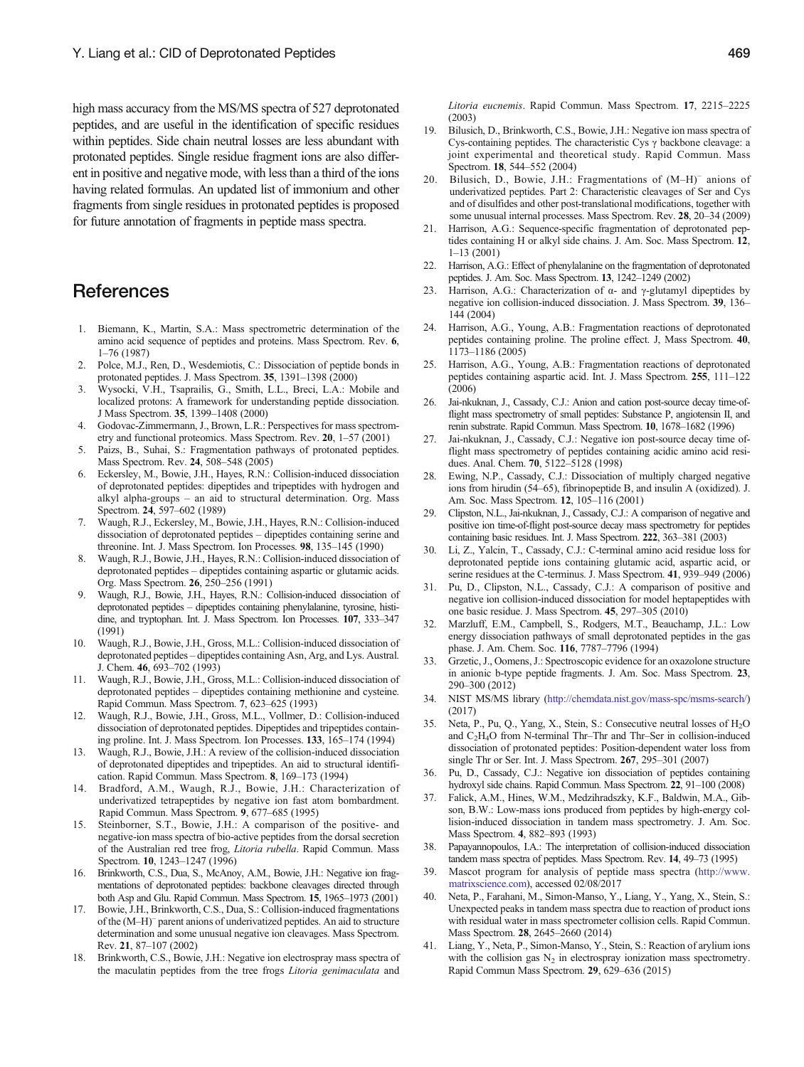high mass accuracy from the MS/MS spectra of 527 deprotonated peptides, and are useful in the identification of specific residues within peptides. Side chain neutral losses are less abundant with protonated peptides. Single residue fragment ions are also different in positive and negative mode, with less than a third of the ions having related formulas. An updated list of immonium and other fragments from single residues in protonated peptides is proposed for future annotation of fragments in peptide mass spectra.

## References

1. Biemann, K., Martin, S.A.: Mass spectrometric determination of the amino acid sequence of peptides and proteins. Mass Spectrom. Rev. **6**, 1–76 (1987)
2. Polce, M.J., Ren, D., Wesdemiotis, C.: Dissociation of peptide bonds in protonated peptides. J. Mass Spectrom. **35**, 1391–1398 (2000)
3. Wysocki, V.H., Tsaprailis, G., Smith, L.L., Breci, L.A.: Mobile and localized protons: A framework for understanding peptide dissociation. J Mass Spectrom. **35**, 1399–1408 (2000)
4. Godovac-Zimmermann, J., Brown, L.R.: Perspectives for mass spectrometry and functional proteomics. Mass Spectrom. Rev. **20**, 1–57 (2001)
5. Paizs, B., Suhai, S.: Fragmentation pathways of protonated peptides. Mass Spectrom. Rev. **24**, 508–548 (2005)
6. Eckersley, M., Bowie, J.H., Hayes, R.N.: Collision-induced dissociation of deprotonated peptides: dipeptides and tripeptides with hydrogen and alkyl alpha-groups – an aid to structural determination. Org. Mass Spectrom. **24**, 597–602 (1989)
7. Waugh, R.J., Eckersley, M., Bowie, J.H., Hayes, R.N.: Collision-induced dissociation of deprotonated peptides – dipeptides containing serine and threonine. Int. J. Mass Spectrom. Ion Processes. **98**, 135–145 (1990)
8. Waugh, R.J., Bowie, J.H., Hayes, R.N.: Collision-induced dissociation of deprotonated peptides – dipeptides containing aspartic or glutamic acids. Org. Mass Spectrom. **26**, 250–256 (1991)
9. Waugh, R.J., Bowie, J.H., Hayes, R.N.: Collision-induced dissociation of deprotonated peptides – dipeptides containing phenylalanine, tyrosine, histidine, and tryptophan. Int. J. Mass Spectrom. Ion Processes. **107**, 333–347 (1991)
10. Waugh, R.J., Bowie, J.H., Gross, M.L.: Collision-induced dissociation of deprotonated peptides – dipeptides containing Asn, Arg, and Lys. Austral. J. Chem. **46**, 693–702 (1993)
11. Waugh, R.J., Bowie, J.H., Gross, M.L.: Collision-induced dissociation of deprotonated peptides – dipeptides containing methionine and cysteine. Rapid Commun. Mass Spectrom. **7**, 623–625 (1993)
12. Waugh, R.J., Bowie, J.H., Gross, M.L., Vollmer, D.: Collision-induced dissociation of deprotonated peptides. Dipeptides and tripeptides containing proline. Int. J. Mass Spectrom. Ion Processes. **133**, 165–174 (1994)
13. Waugh, R.J., Bowie, J.H.: A review of the collision-induced dissociation of deprotonated dipeptides and tripeptides. An aid to structural identification. Rapid Commun. Mass Spectrom. **8**, 169–173 (1994)
14. Bradford, A.M., Waugh, R.J., Bowie, J.H.: Characterization of underivatized tetrapeptides by negative ion fast atom bombardment. Rapid Commun. Mass Spectrom. **9**, 677–685 (1995)
15. Steinborner, S.T., Bowie, J.H.: A comparison of the positive- and negative-ion mass spectra of bio-active peptides from the dorsal secretion of the Australian red tree frog, *Litoria rubella*. Rapid Commun. Mass Spectrom. **10**, 1243–1247 (1996)
16. Brinkworth, C.S., Dua, S., McAnoy, A.M., Bowie, J.H.: Negative ion fragmentations of deprotonated peptides: backbone cleavages directed through both Asp and Glu. Rapid Commun. Mass Spectrom. **15**, 1965–1973 (2001)
17. Bowie, J.H., Brinkworth, C.S., Dua, S.: Collision-induced fragmentations of the $(M–H)^-$ parent anions of underivatized peptides. An aid to structure determination and some unusual negative ion cleavages. Mass Spectrom. Rev. **21**, 87–107 (2002)
18. Brinkworth, C.S., Bowie, J.H.: Negative ion electrospray mass spectra of the maculatin peptides from the tree frogs *Litoria genimaculata* and *Litoria eucnemis*. Rapid Commun. Mass Spectrom. **17**, 2215–2225 (2003)
19. Bilusich, D., Brinkworth, C.S., Bowie, J.H.: Negative ion mass spectra of Cys-containing peptides. The characteristic Cys γ backbone cleavage: a joint experimental and theoretical study. Rapid Commun. Mass Spectrom. **18**, 544–552 (2004)
20. Bilusich, D., Bowie, J.H.: Fragmentations of $(M–H)^-$ anions of underivatized peptides. Part 2: Characteristic cleavages of Ser and Cys and of disulfides and other post-translational modifications, together with some unusual internal processes. Mass Spectrom. Rev. **28**, 20–34 (2009)
21. Harrison, A.G.: Sequence-specific fragmentation of deprotonated peptides containing H or alkyl side chains. J. Am. Soc. Mass Spectrom. **12**, 1–13 (2001)
22. Harrison, A.G.: Effect of phenylalanine on the fragmentation of deprotonated peptides. J. Am. Soc. Mass Spectrom. **13**, 1242–1249 (2002)
23. Harrison, A.G.: Characterization of α- and γ-glutamyl dipeptides by negative ion collision-induced dissociation. J. Mass Spectrom. **39**, 136–144 (2004)
24. Harrison, A.G., Young, A.B.: Fragmentation reactions of deprotonated peptides containing proline. The proline effect. J, Mass Spectrom. **40**, 1173–1186 (2005)
25. Harrison, A.G., Young, A.B.: Fragmentation reactions of deprotonated peptides containing aspartic acid. Int. J. Mass Spectrom. **255**, 111–122 (2006)
26. Jai-nkuknan, J., Cassady, C.J.: Anion and cation post-source decay time-of-flight mass spectrometry of small peptides: Substance P, angiotensin II, and renin substrate. Rapid Commun. Mass Spectrom. **10**, 1678–1682 (1996)
27. Jai-nkuknan, J., Cassady, C.J.: Negative ion post-source decay time of-flight mass spectrometry of peptides containing acidic amino acid residues. Anal. Chem. **70**, 5122–5128 (1998)
28. Ewing, N.P., Cassady, C.J.: Dissociation of multiply charged negative ions from hirudin (54–65), fibrinopeptide B, and insulin A (oxidized). J. Am. Soc. Mass Spectrom. **12**, 105–116 (2001)
29. Clipston, N.L., Jai-nkuknan, J., Cassady, C.J.: A comparison of negative and positive ion time-of-flight post-source decay mass spectrometry for peptides containing basic residues. Int. J. Mass Spectrom. **222**, 363–381 (2003)
30. Li, Z., Yalcin, T., Cassady, C.J.: C-terminal amino acid residue loss for deprotonated peptide ions containing glutamic acid, aspartic acid, or serine residues at the C-terminus. J. Mass Spectrom. **41**, 939–949 (2006)
31. Pu, D., Clipston, N.L., Cassady, C.J.: A comparison of positive and negative ion collision-induced dissociation for model heptapeptides with one basic residue. J. Mass Spectrom. **45**, 297–305 (2010)
32. Marzluff, E.M., Campbell, S., Rodgers, M.T., Beauchamp, J.L.: Low energy dissociation pathways of small deprotonated peptides in the gas phase. J. Am. Chem. Soc. **116**, 7787–7796 (1994)
33. Grzetic, J., Oomens, J.: Spectroscopic evidence for an oxazolone structure in anionic b-type peptide fragments. J. Am. Soc. Mass Spectrom. **23**, 290–300 (2012)
34. NIST MS/MS library (http://chemdata.nist.gov/mass-spc/msms-search/) (2017)
35. Neta, P., Pu, Q., Yang, X., Stein, S.: Consecutive neutral losses of $H_2O$ and $C_2H_4O$ from N-terminal Thr–Thr and Thr–Ser in collision-induced dissociation of protonated peptides: Position-dependent water loss from single Thr or Ser. Int. J. Mass Spectrom. **267**, 295–301 (2007)
36. Pu, D., Cassady, C.J.: Negative ion dissociation of peptides containing hydroxyl side chains. Rapid Commun. Mass Spectrom. **22**, 91–100 (2008)
37. Falick, A.M., Hines, W.M., Medzihradszky, K.F., Baldwin, M.A., Gibson, B.W.: Low-mass ions produced from peptides by high-energy collision-induced dissociation in tandem mass spectrometry. J. Am. Soc. Mass Spectrom. **4**, 882–893 (1993)
38. Papayannopoulos, I.A.: The interpretation of collision-induced dissociation tandem mass spectra of peptides. Mass Spectrom. Rev. **14**, 49–73 (1995)
39. Mascot program for analysis of peptide mass spectra (http://www.matrixscience.com), accessed 02/08/2017
40. Neta, P., Farahani, M., Simon-Manso, Y., Liang, Y., Yang, X., Stein, S.: Unexpected peaks in tandem mass spectra due to reaction of product ions with residual water in mass spectrometer collision cells. Rapid Commun. Mass Spectrom. **28**, 2645–2660 (2014)
41. Liang, Y., Neta, P., Simon-Manso, Y., Stein, S.: Reaction of arylium ions with the collision gas $N_2$ in electrospray ionization mass spectrometry. Rapid Commun Mass Spectrom. **29**, 629–636 (2015)